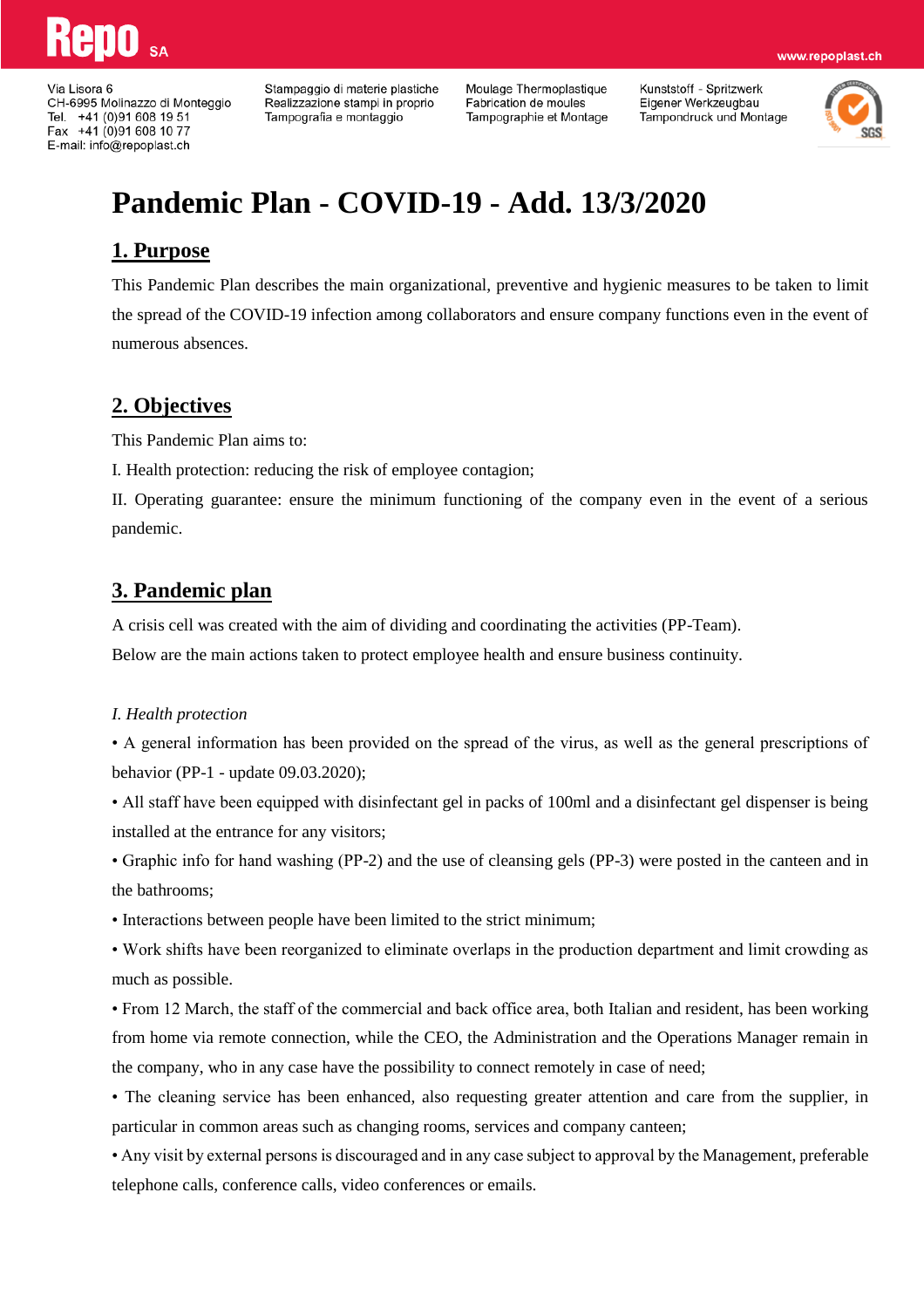# Pandemic Plan - COVID-19 - Add. 13/3/2020

## 1. Purpose

This Pandemic Plan describes the main organizational, preventive and hygienic measures to be taken to limit the spread of the COVID-19 infection among collaborators and ensure company functions even in the event of numerous absences.

## 2. Objectives

This Pandemic Plan aims to:

I. Health protection: reducing the risk of employee contagion;

II. Operating guarantee: ensure the minimum functioning of the company even in the event of a serious pandemic.

## 3. Pandemic plan

A crisis cell was created with the aim of dividing and coordinating the activities (PP-Team).

Below are the main actions taken to protect employee health and ensure business continuity.

*I. Health protection*

- A general information has been provided on the spread of the virus, as well as the general prescriptions of behavior (PP-1 - update 09.03.2020);
- All staff have been equipped with disinfectant gel in packs of 100ml and a disinfectant gel dispenser is being installed at the entrance for any visitors;
- Graphic info for hand washing (PP-2) and the use of cleansing gels (PP-3) were posted in the canteen and in the bathrooms;
- Interactions between people have been limited to the strict minimum;
- Work shifts have been reorganized to eliminate overlaps in the production department and limit crowding as much as possible.
- From 12 March, the staff of the commercial and back office area, both Italian and resident, has been working from home via remote connection, while the CEO, the Administration and the Operations Manager remain in the company, who in any case have the possibility to connect remotely in case of need;
- The cleaning service has been enhanced, also requesting greater attention and care from the supplier, in particular in common areas such as changing rooms, services and company canteen;
- Any visit by external persons is discouraged and in any case subject to approval by the Management, preferable telephone calls, conference calls, video conferences or emails.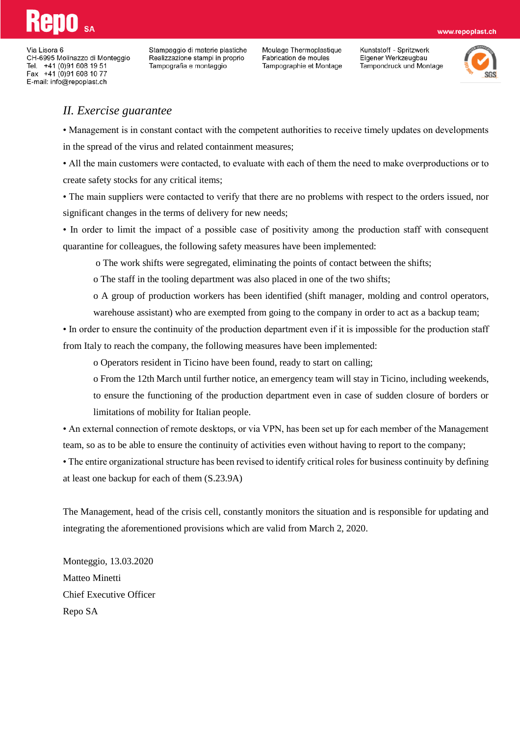## *II. Exercise guarantee*

- Management is in constant contact with the competent authorities to receive timely updates on developments in the spread of the virus and related containment measures;
- All the main customers were contacted, to evaluate with each of them the need to make overproductions or to create safety stocks for any critical items;
- The main suppliers were contacted to verify that there are no problems with respect to the orders issued, nor significant changes in the terms of delivery for new needs;
- In order to limit the impact of a possible case of positivity among the production staff with consequent quarantine for colleagues, the following safety measures have been implemented:
  - The work shifts were segregated, eliminating the points of contact between the shifts;
  - The staff in the tooling department was also placed in one of the two shifts;
  - A group of production workers has been identified (shift manager, molding and control operators, warehouse assistant) who are exempted from going to the company in order to act as a backup team;
- In order to ensure the continuity of the production department even if it is impossible for the production staff from Italy to reach the company, the following measures have been implemented:
  - Operators resident in Ticino have been found, ready to start on calling;
  - From the 12th March until further notice, an emergency team will stay in Ticino, including weekends, to ensure the functioning of the production department even in case of sudden closure of borders or limitations of mobility for Italian people.
- An external connection of remote desktops, or via VPN, has been set up for each member of the Management team, so as to be able to ensure the continuity of activities even without having to report to the company;
- The entire organizational structure has been revised to identify critical roles for business continuity by defining at least one backup for each of them (S.23.9A)

The Management, head of the crisis cell, constantly monitors the situation and is responsible for updating and integrating the aforementioned provisions which are valid from March 2, 2020.

Monteggio, 13.03.2020
Matteo Minetti
Chief Executive Officer
Repo SA